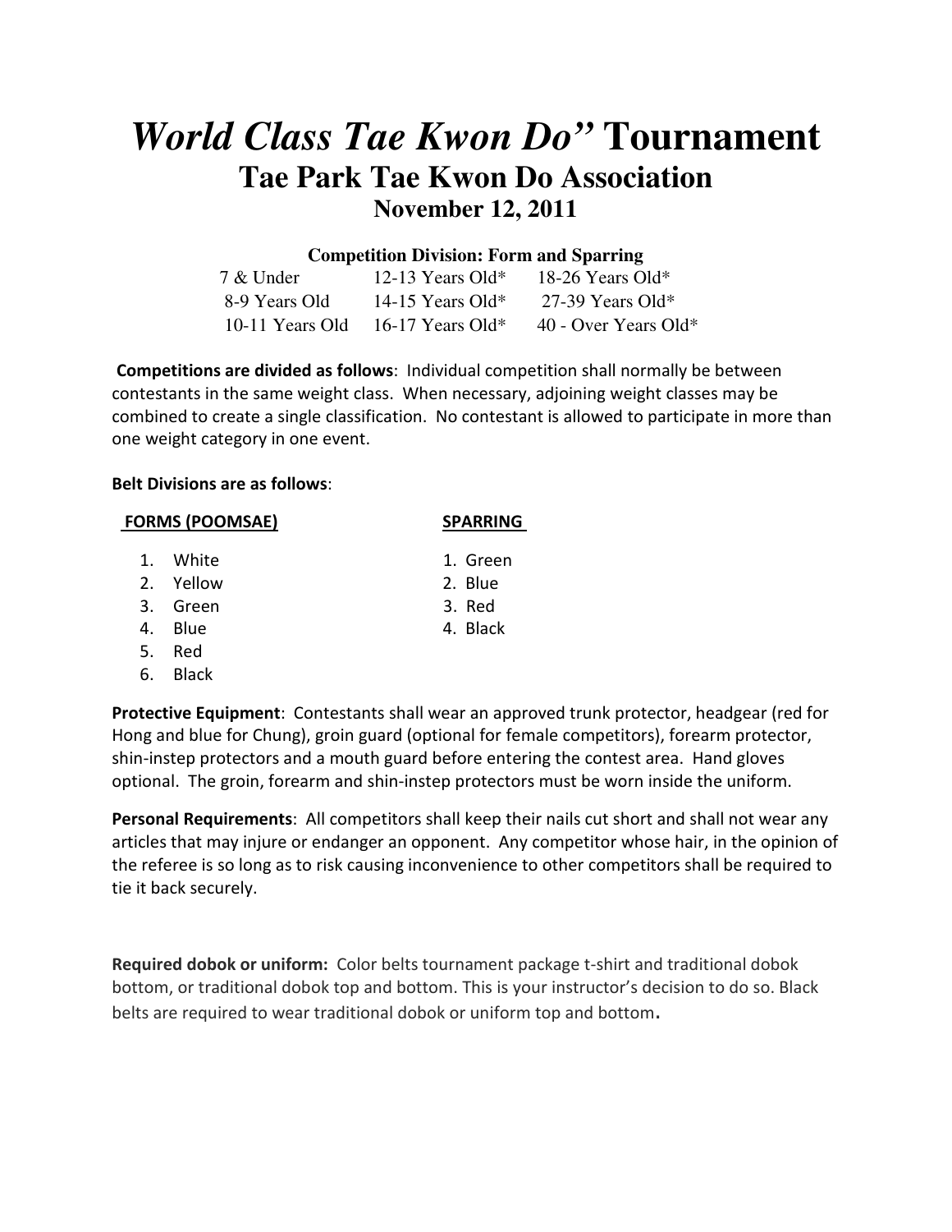# *World Class Tae Kwon Do"* Tournament

## Tae Park Tae Kwon Do Association

### November 12, 2011

**Competition Division: Form and Sparring**

| | | |
|---|---|---|
| 7 & Under | 12-13 Years Old* | 18-26 Years Old* |
| 8-9 Years Old | 14-15 Years Old* | 27-39 Years Old* |
| 10-11 Years Old | 16-17 Years Old* | 40 - Over Years Old* |

**Competitions are divided as follows**: Individual competition shall normally be between contestants in the same weight class. When necessary, adjoining weight classes may be combined to create a single classification. No contestant is allowed to participate in more than one weight category in one event.

**Belt Divisions are as follows**:

**FORMS (POOMSAE)**

1. White
2. Yellow
3. Green
4. Blue
5. Red
6. Black

**SPARRING**

1. Green
2. Blue
3. Red
4. Black

**Protective Equipment**: Contestants shall wear an approved trunk protector, headgear (red for Hong and blue for Chung), groin guard (optional for female competitors), forearm protector, shin-instep protectors and a mouth guard before entering the contest area. Hand gloves optional. The groin, forearm and shin-instep protectors must be worn inside the uniform.

**Personal Requirements**: All competitors shall keep their nails cut short and shall not wear any articles that may injure or endanger an opponent. Any competitor whose hair, in the opinion of the referee is so long as to risk causing inconvenience to other competitors shall be required to tie it back securely.

**Required dobok or uniform:** Color belts tournament package t-shirt and traditional dobok bottom, or traditional dobok top and bottom. This is your instructor's decision to do so. Black belts are required to wear traditional dobok or uniform top and bottom.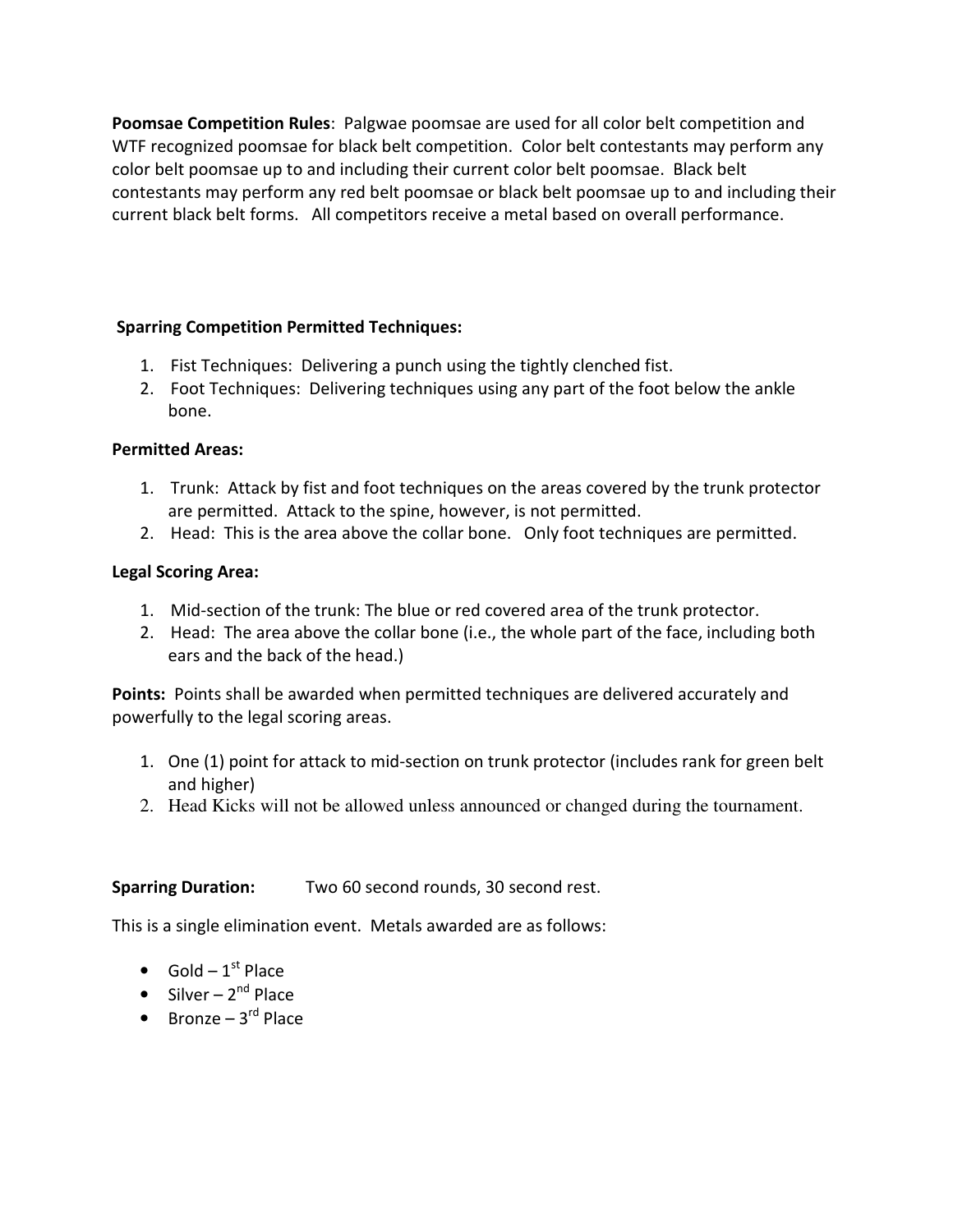**Poomsae Competition Rules**: Palgwae poomsae are used for all color belt competition and WTF recognized poomsae for black belt competition. Color belt contestants may perform any color belt poomsae up to and including their current color belt poomsae. Black belt contestants may perform any red belt poomsae or black belt poomsae up to and including their current black belt forms. All competitors receive a metal based on overall performance.

**Sparring Competition Permitted Techniques:**

1. Fist Techniques: Delivering a punch using the tightly clenched fist.
2. Foot Techniques: Delivering techniques using any part of the foot below the ankle bone.

**Permitted Areas:**

1. Trunk: Attack by fist and foot techniques on the areas covered by the trunk protector are permitted. Attack to the spine, however, is not permitted.
2. Head: This is the area above the collar bone. Only foot techniques are permitted.

**Legal Scoring Area:**

1. Mid-section of the trunk: The blue or red covered area of the trunk protector.
2. Head: The area above the collar bone (i.e., the whole part of the face, including both ears and the back of the head.)

**Points:** Points shall be awarded when permitted techniques are delivered accurately and powerfully to the legal scoring areas.

1. One (1) point for attack to mid-section on trunk protector (includes rank for green belt and higher)
2. Head Kicks will not be allowed unless announced or changed during the tournament.

**Sparring Duration:** Two 60 second rounds, 30 second rest.

This is a single elimination event. Metals awarded are as follows:

- Gold – 1st Place
- Silver – 2nd Place
- Bronze – 3rd Place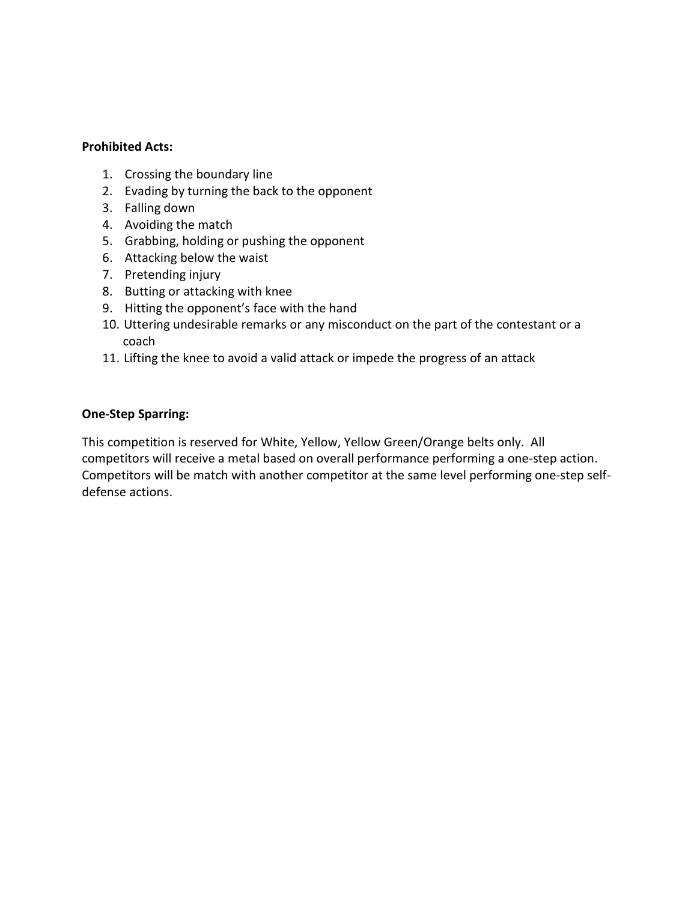**Prohibited Acts:**

1. Crossing the boundary line
2. Evading by turning the back to the opponent
3. Falling down
4. Avoiding the match
5. Grabbing, holding or pushing the opponent
6. Attacking below the waist
7. Pretending injury
8. Butting or attacking with knee
9. Hitting the opponent's face with the hand
10. Uttering undesirable remarks or any misconduct on the part of the contestant or a coach
11. Lifting the knee to avoid a valid attack or impede the progress of an attack

**One-Step Sparring:**

This competition is reserved for White, Yellow, Yellow Green/Orange belts only. All competitors will receive a metal based on overall performance performing a one-step action. Competitors will be match with another competitor at the same level performing one-step self-defense actions.